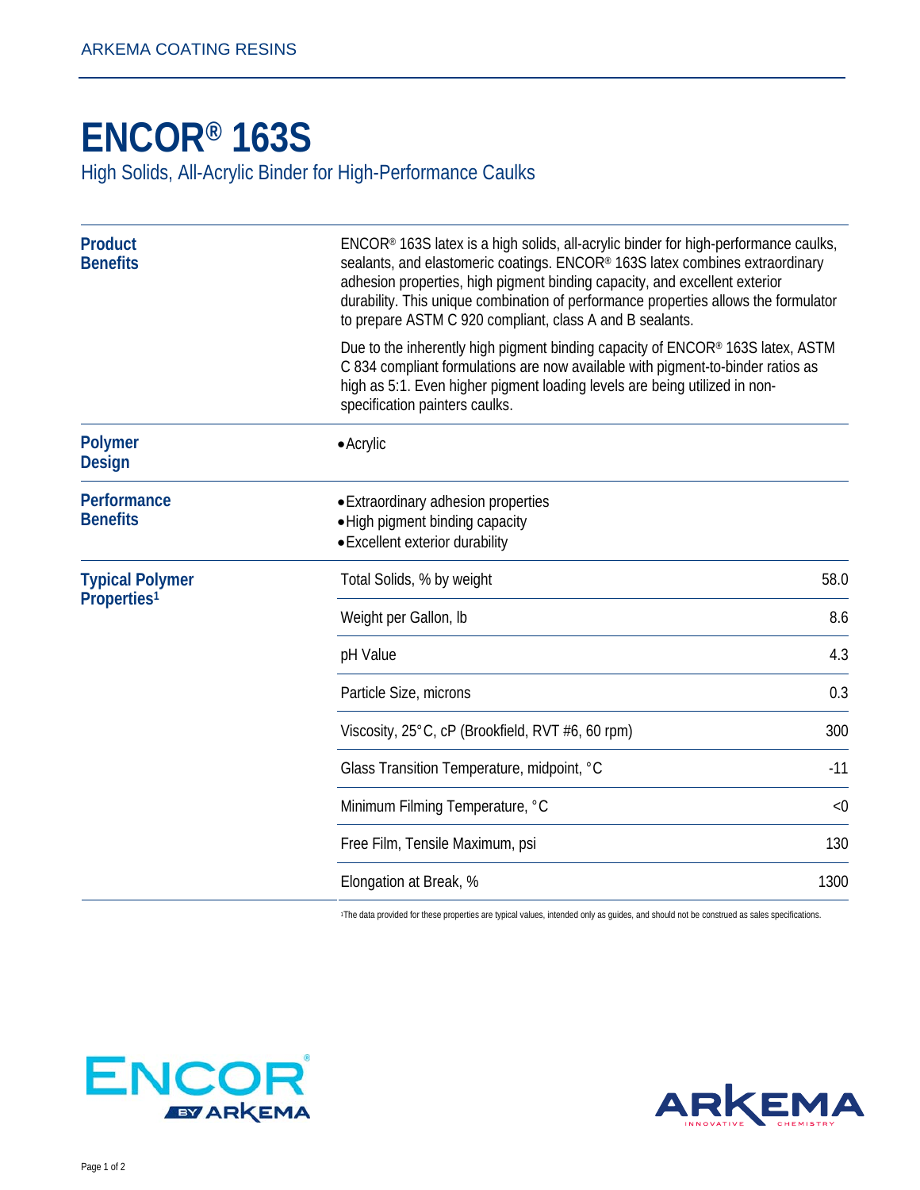# ENCOR® 163S

High Solids, All-Acrylic Binder for High-Performance Caulks

## Product Benefits

ENCOR® 163S latex is a high solids, all-acrylic binder for high-performance caulks, sealants, and elastomeric coatings. ENCOR® 163S latex combines extraordinary adhesion properties, high pigment binding capacity, and excellent exterior durability. This unique combination of performance properties allows the formulator to prepare ASTM C 920 compliant, class A and B sealants.

Due to the inherently high pigment binding capacity of ENCOR® 163S latex, ASTM C 834 compliant formulations are now available with pigment-to-binder ratios as high as 5:1. Even higher pigment loading levels are being utilized in non-specification painters caulks.

## Polymer Design

- Acrylic

## Performance Benefits

- Extraordinary adhesion properties
- High pigment binding capacity
- Excellent exterior durability

## Typical Polymer Properties[1]

| Property | Value |
|---|---|
| Total Solids, % by weight | 58.0 |
| Weight per Gallon, lb | 8.6 |
| pH Value | 4.3 |
| Particle Size, microns | 0.3 |
| Viscosity, 25°C, cP (Brookfield, RVT #6, 60 rpm) | 300 |
| Glass Transition Temperature, midpoint, °C | -11 |
| Minimum Filming Temperature, °C | <0 |
| Free Film, Tensile Maximum, psi | 130 |
| Elongation at Break, % | 1300 |

[1]The data provided for these properties are typical values, intended only as guides, and should not be construed as sales specifications.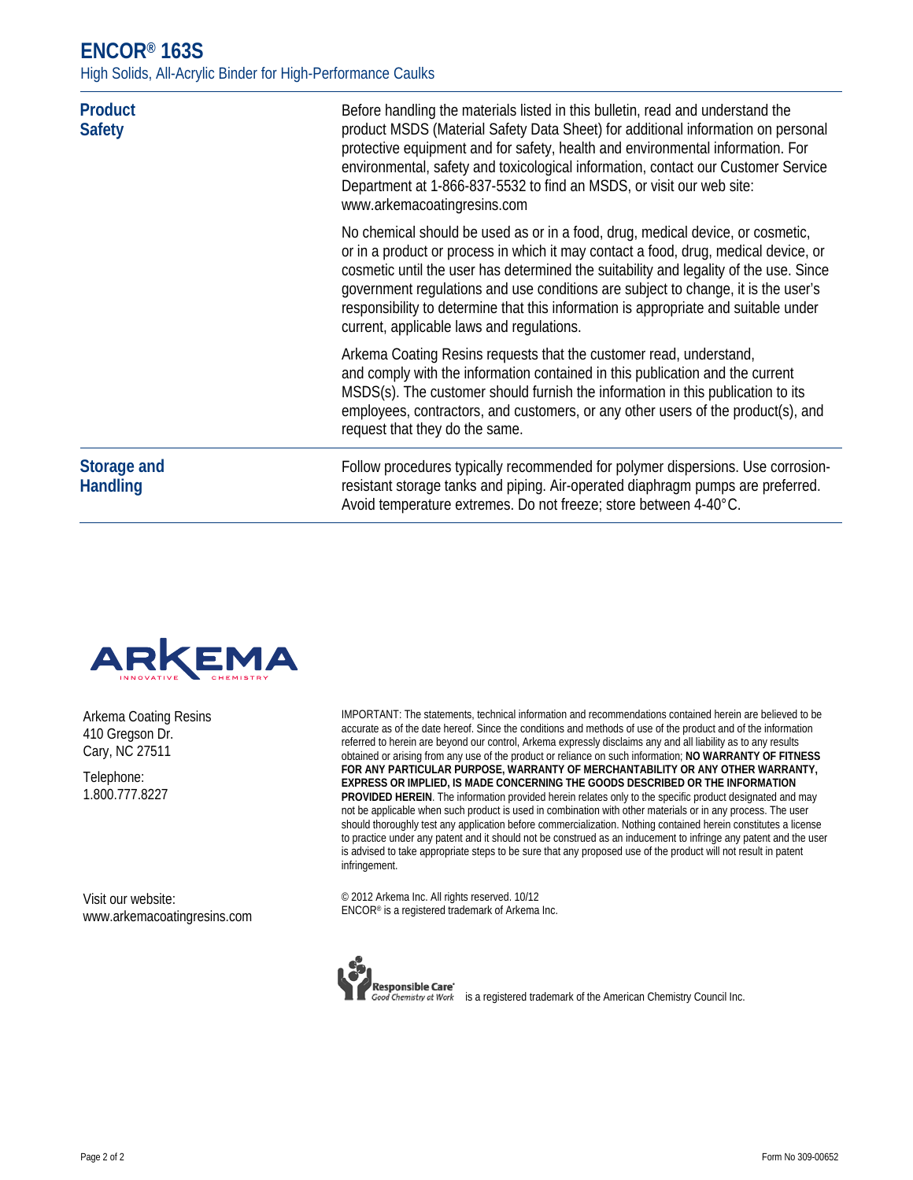# ENCOR® 163S

High Solids, All-Acrylic Binder for High-Performance Caulks

## Product Safety

Before handling the materials listed in this bulletin, read and understand the product MSDS (Material Safety Data Sheet) for additional information on personal protective equipment and for safety, health and environmental information. For environmental, safety and toxicological information, contact our Customer Service Department at 1-866-837-5532 to find an MSDS, or visit our web site: www.arkemacoatingresins.com

No chemical should be used as or in a food, drug, medical device, or cosmetic, or in a product or process in which it may contact a food, drug, medical device, or cosmetic until the user has determined the suitability and legality of the use. Since government regulations and use conditions are subject to change, it is the user's responsibility to determine that this information is appropriate and suitable under current, applicable laws and regulations.

Arkema Coating Resins requests that the customer read, understand, and comply with the information contained in this publication and the current MSDS(s). The customer should furnish the information in this publication to its employees, contractors, and customers, or any other users of the product(s), and request that they do the same.

## Storage and Handling

Follow procedures typically recommended for polymer dispersions. Use corrosion-resistant storage tanks and piping. Air-operated diaphragm pumps are preferred. Avoid temperature extremes. Do not freeze; store between 4-40°C.

ARKEMA
INNOVATIVE CHEMISTRY

Arkema Coating Resins
410 Gregson Dr.
Cary, NC 27511

Telephone:
1.800.777.8227

Visit our website:
www.arkemacoatingresins.com

IMPORTANT: The statements, technical information and recommendations contained herein are believed to be accurate as of the date hereof. Since the conditions and methods of use of the product and of the information referred to herein are beyond our control, Arkema expressly disclaims any and all liability as to any results obtained or arising from any use of the product or reliance on such information; **NO WARRANTY OF FITNESS FOR ANY PARTICULAR PURPOSE, WARRANTY OF MERCHANTABILITY OR ANY OTHER WARRANTY, EXPRESS OR IMPLIED, IS MADE CONCERNING THE GOODS DESCRIBED OR THE INFORMATION PROVIDED HEREIN**. The information provided herein relates only to the specific product designated and may not be applicable when such product is used in combination with other materials or in any process. The user should thoroughly test any application before commercialization. Nothing contained herein constitutes a license to practice under any patent and it should not be construed as an inducement to infringe any patent and the user is advised to take appropriate steps to be sure that any proposed use of the product will not result in patent infringement.

© 2012 Arkema Inc. All rights reserved. 10/12
ENCOR® is a registered trademark of Arkema Inc.

Responsible Care® Good Chemistry at Work is a registered trademark of the American Chemistry Council Inc.

Form No 309-00652